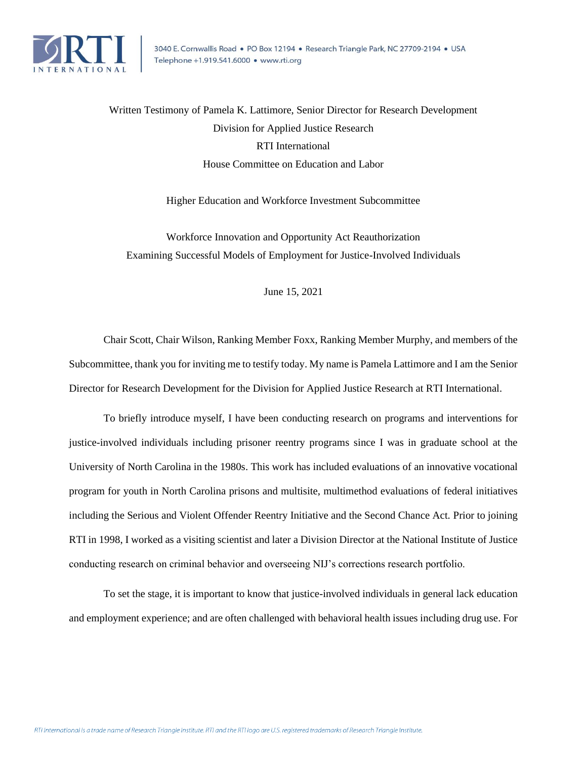Written Testimony of Pamela K. Lattimore, Senior Director for Research Development

Division for Applied Justice Research

RTI International

House Committee on Education and Labor

Higher Education and Workforce Investment Subcommittee

Workforce Innovation and Opportunity Act Reauthorization

Examining Successful Models of Employment for Justice-Involved Individuals

June 15, 2021

Chair Scott, Chair Wilson, Ranking Member Foxx, Ranking Member Murphy, and members of the Subcommittee, thank you for inviting me to testify today. My name is Pamela Lattimore and I am the Senior Director for Research Development for the Division for Applied Justice Research at RTI International.

To briefly introduce myself, I have been conducting research on programs and interventions for justice-involved individuals including prisoner reentry programs since I was in graduate school at the University of North Carolina in the 1980s. This work has included evaluations of an innovative vocational program for youth in North Carolina prisons and multisite, multimethod evaluations of federal initiatives including the Serious and Violent Offender Reentry Initiative and the Second Chance Act. Prior to joining RTI in 1998, I worked as a visiting scientist and later a Division Director at the National Institute of Justice conducting research on criminal behavior and overseeing NIJ's corrections research portfolio.

To set the stage, it is important to know that justice-involved individuals in general lack education and employment experience; and are often challenged with behavioral health issues including drug use. For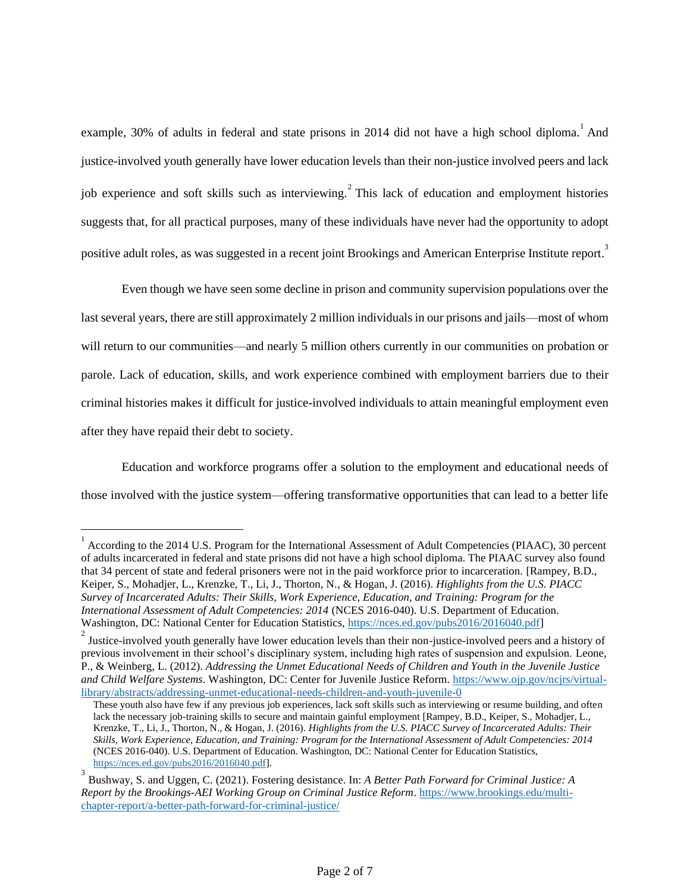example, 30% of adults in federal and state prisons in 2014 did not have a high school diploma.[1] And justice-involved youth generally have lower education levels than their non-justice involved peers and lack job experience and soft skills such as interviewing.[2] This lack of education and employment histories suggests that, for all practical purposes, many of these individuals have never had the opportunity to adopt positive adult roles, as was suggested in a recent joint Brookings and American Enterprise Institute report.[3]

Even though we have seen some decline in prison and community supervision populations over the last several years, there are still approximately 2 million individuals in our prisons and jails—most of whom will return to our communities—and nearly 5 million others currently in our communities on probation or parole. Lack of education, skills, and work experience combined with employment barriers due to their criminal histories makes it difficult for justice-involved individuals to attain meaningful employment even after they have repaid their debt to society.

Education and workforce programs offer a solution to the employment and educational needs of those involved with the justice system—offering transformative opportunities that can lead to a better life

---

[1] According to the 2014 U.S. Program for the International Assessment of Adult Competencies (PIAAC), 30 percent of adults incarcerated in federal and state prisons did not have a high school diploma. The PIAAC survey also found that 34 percent of state and federal prisoners were not in the paid workforce prior to incarceration. [Rampey, B.D., Keiper, S., Mohadjer, L., Krenzke, T., Li, J., Thorton, N., & Hogan, J. (2016). *Highlights from the U.S. PIACC Survey of Incarcerated Adults: Their Skills, Work Experience, Education, and Training: Program for the International Assessment of Adult Competencies: 2014* (NCES 2016-040). U.S. Department of Education. Washington, DC: National Center for Education Statistics, https://nces.ed.gov/pubs2016/2016040.pdf]

[2] Justice-involved youth generally have lower education levels than their non-justice-involved peers and a history of previous involvement in their school's disciplinary system, including high rates of suspension and expulsion. Leone, P., & Weinberg, L. (2012). *Addressing the Unmet Educational Needs of Children and Youth in the Juvenile Justice and Child Welfare Systems*. Washington, DC: Center for Juvenile Justice Reform. https://www.ojp.gov/ncjrs/virtual-library/abstracts/addressing-unmet-educational-needs-children-and-youth-juvenile-0

These youth also have few if any previous job experiences, lack soft skills such as interviewing or resume building, and often lack the necessary job-training skills to secure and maintain gainful employment [Rampey, B.D., Keiper, S., Mohadjer, L., Krenzke, T., Li, J., Thorton, N., & Hogan, J. (2016). *Highlights from the U.S. PIACC Survey of Incarcerated Adults: Their Skills, Work Experience, Education, and Training: Program for the International Assessment of Adult Competencies: 2014* (NCES 2016-040). U.S. Department of Education. Washington, DC: National Center for Education Statistics, https://nces.ed.gov/pubs2016/2016040.pdf].

[3] Bushway, S. and Uggen, C. (2021). Fostering desistance. In: *A Better Path Forward for Criminal Justice: A Report by the Brookings-AEI Working Group on Criminal Justice Reform*. https://www.brookings.edu/multi-chapter-report/a-better-path-forward-for-criminal-justice/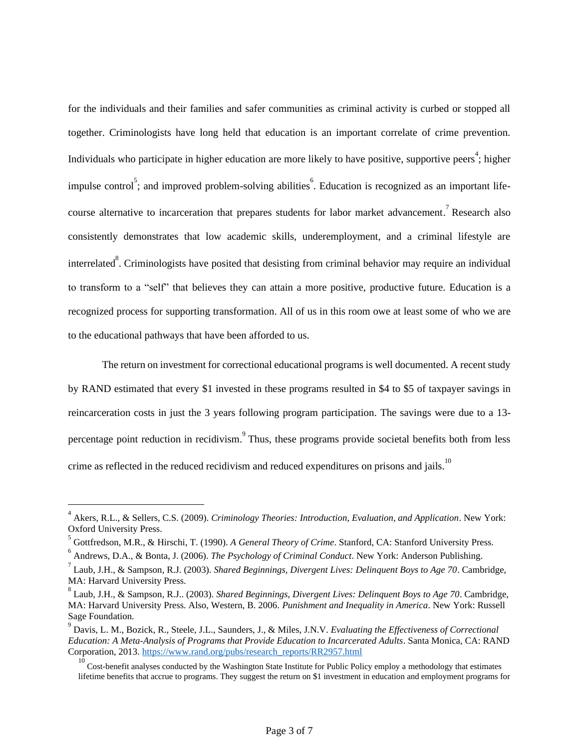for the individuals and their families and safer communities as criminal activity is curbed or stopped all together. Criminologists have long held that education is an important correlate of crime prevention. Individuals who participate in higher education are more likely to have positive, supportive peers[4]; higher impulse control[5]; and improved problem-solving abilities[6]. Education is recognized as an important life-course alternative to incarceration that prepares students for labor market advancement.[7] Research also consistently demonstrates that low academic skills, underemployment, and a criminal lifestyle are interrelated[8]. Criminologists have posited that desisting from criminal behavior may require an individual to transform to a "self" that believes they can attain a more positive, productive future. Education is a recognized process for supporting transformation. All of us in this room owe at least some of who we are to the educational pathways that have been afforded to us.

The return on investment for correctional educational programs is well documented. A recent study by RAND estimated that every $1 invested in these programs resulted in $4 to $5 of taxpayer savings in reincarceration costs in just the 3 years following program participation. The savings were due to a 13-percentage point reduction in recidivism.[9] Thus, these programs provide societal benefits both from less crime as reflected in the reduced recidivism and reduced expenditures on prisons and jails.[10]

---

[4] Akers, R.L., & Sellers, C.S. (2009). *Criminology Theories: Introduction, Evaluation, and Application*. New York: Oxford University Press.

[5] Gottfredson, M.R., & Hirschi, T. (1990). *A General Theory of Crime*. Stanford, CA: Stanford University Press.

[6] Andrews, D.A., & Bonta, J. (2006). *The Psychology of Criminal Conduct*. New York: Anderson Publishing.

[7] Laub, J.H., & Sampson, R.J. (2003). *Shared Beginnings, Divergent Lives: Delinquent Boys to Age 70*. Cambridge, MA: Harvard University Press.

[8] Laub, J.H., & Sampson, R.J.. (2003). *Shared Beginnings, Divergent Lives: Delinquent Boys to Age 70*. Cambridge, MA: Harvard University Press. Also, Western, B. 2006. *Punishment and Inequality in America*. New York: Russell Sage Foundation.

[9] Davis, L. M., Bozick, R., Steele, J.L., Saunders, J., & Miles, J.N.V. *Evaluating the Effectiveness of Correctional Education: A Meta-Analysis of Programs that Provide Education to Incarcerated Adults*. Santa Monica, CA: RAND Corporation, 2013. https://www.rand.org/pubs/research_reports/RR2957.html

[10] Cost-benefit analyses conducted by the Washington State Institute for Public Policy employ a methodology that estimates lifetime benefits that accrue to programs. They suggest the return on $1 investment in education and employment programs for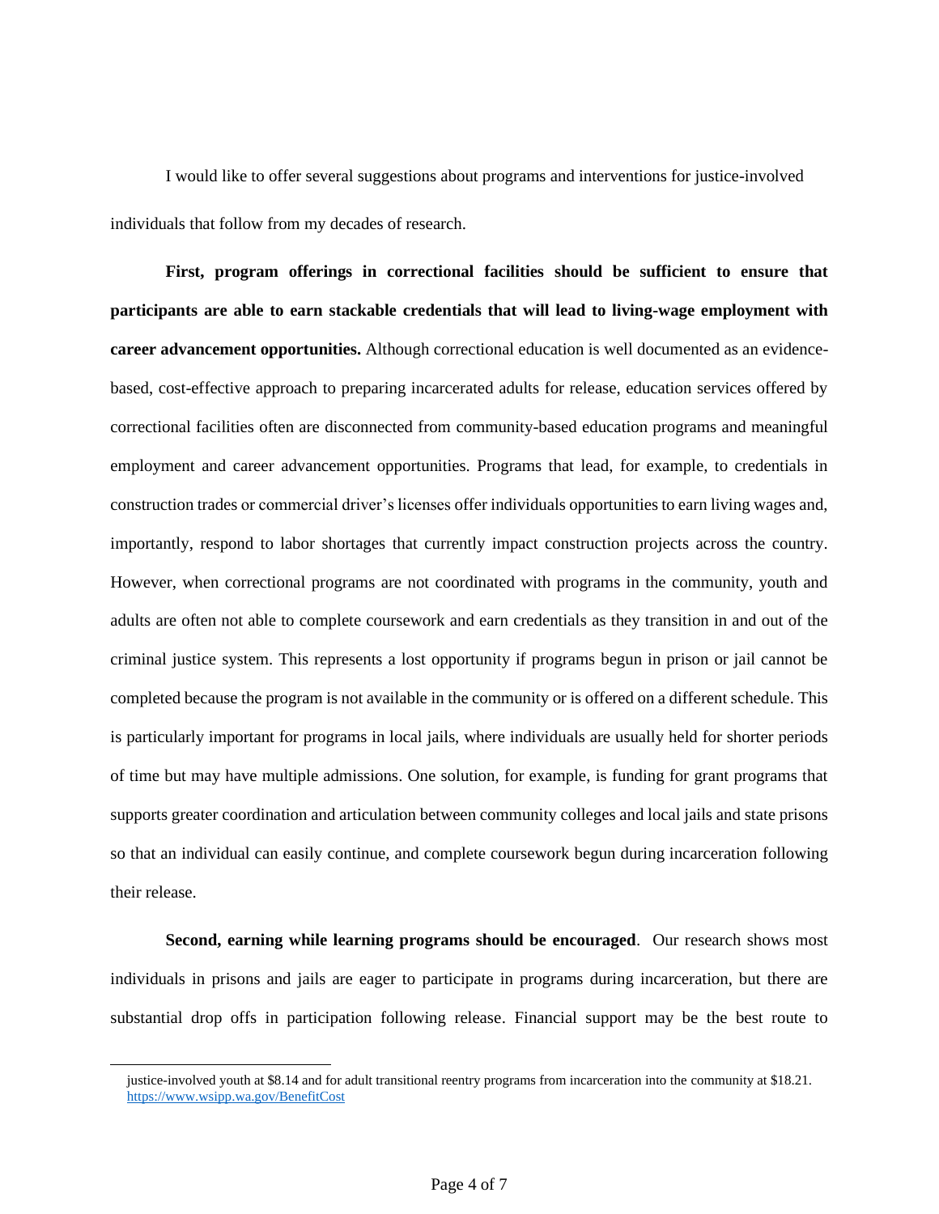I would like to offer several suggestions about programs and interventions for justice-involved individuals that follow from my decades of research.

**First, program offerings in correctional facilities should be sufficient to ensure that participants are able to earn stackable credentials that will lead to living-wage employment with career advancement opportunities.** Although correctional education is well documented as an evidence-based, cost-effective approach to preparing incarcerated adults for release, education services offered by correctional facilities often are disconnected from community-based education programs and meaningful employment and career advancement opportunities. Programs that lead, for example, to credentials in construction trades or commercial driver's licenses offer individuals opportunities to earn living wages and, importantly, respond to labor shortages that currently impact construction projects across the country. However, when correctional programs are not coordinated with programs in the community, youth and adults are often not able to complete coursework and earn credentials as they transition in and out of the criminal justice system. This represents a lost opportunity if programs begun in prison or jail cannot be completed because the program is not available in the community or is offered on a different schedule. This is particularly important for programs in local jails, where individuals are usually held for shorter periods of time but may have multiple admissions. One solution, for example, is funding for grant programs that supports greater coordination and articulation between community colleges and local jails and state prisons so that an individual can easily continue, and complete coursework begun during incarceration following their release.

**Second, earning while learning programs should be encouraged**. Our research shows most individuals in prisons and jails are eager to participate in programs during incarceration, but there are substantial drop offs in participation following release. Financial support may be the best route to

---

justice-involved youth at $8.14 and for adult transitional reentry programs from incarceration into the community at $18.21. https://www.wsipp.wa.gov/BenefitCost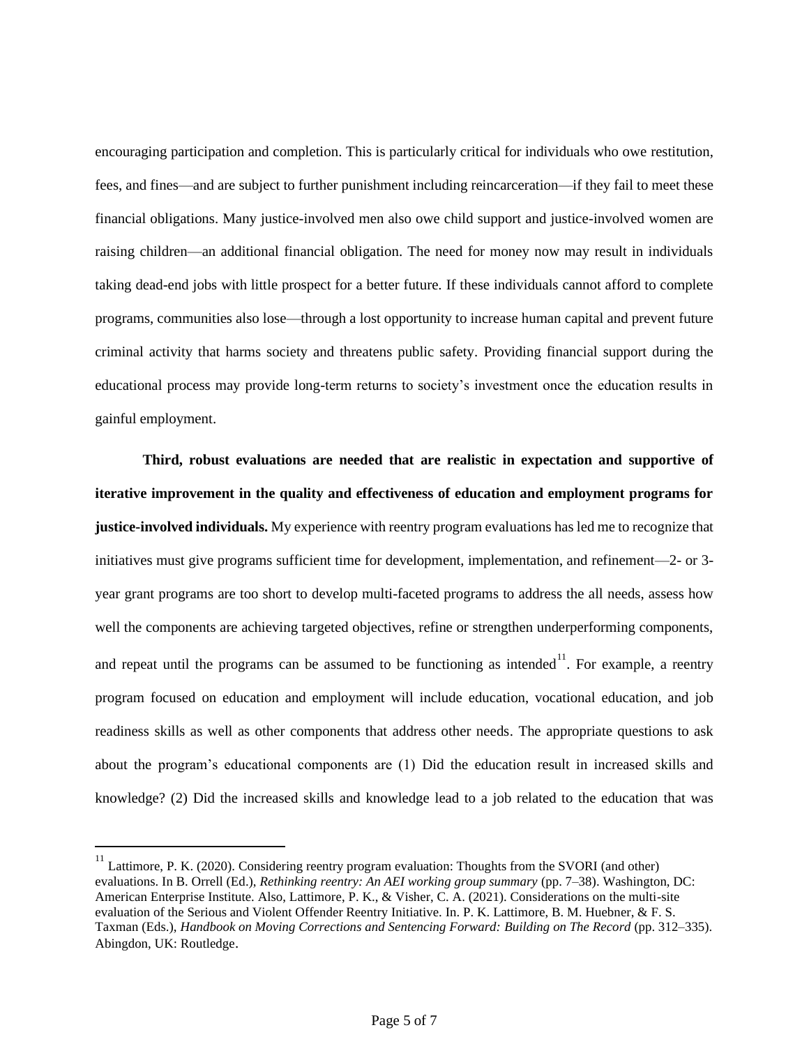encouraging participation and completion. This is particularly critical for individuals who owe restitution, fees, and fines—and are subject to further punishment including reincarceration—if they fail to meet these financial obligations. Many justice-involved men also owe child support and justice-involved women are raising children—an additional financial obligation. The need for money now may result in individuals taking dead-end jobs with little prospect for a better future. If these individuals cannot afford to complete programs, communities also lose—through a lost opportunity to increase human capital and prevent future criminal activity that harms society and threatens public safety. Providing financial support during the educational process may provide long-term returns to society's investment once the education results in gainful employment.

**Third, robust evaluations are needed that are realistic in expectation and supportive of iterative improvement in the quality and effectiveness of education and employment programs for justice-involved individuals.** My experience with reentry program evaluations has led me to recognize that initiatives must give programs sufficient time for development, implementation, and refinement—2- or 3-year grant programs are too short to develop multi-faceted programs to address the all needs, assess how well the components are achieving targeted objectives, refine or strengthen underperforming components, and repeat until the programs can be assumed to be functioning as intended[11]. For example, a reentry program focused on education and employment will include education, vocational education, and job readiness skills as well as other components that address other needs. The appropriate questions to ask about the program's educational components are (1) Did the education result in increased skills and knowledge? (2) Did the increased skills and knowledge lead to a job related to the education that was

---

[11] Lattimore, P. K. (2020). Considering reentry program evaluation: Thoughts from the SVORI (and other) evaluations. In B. Orrell (Ed.), *Rethinking reentry: An AEI working group summary* (pp. 7–38). Washington, DC: American Enterprise Institute. Also, Lattimore, P. K., & Visher, C. A. (2021). Considerations on the multi-site evaluation of the Serious and Violent Offender Reentry Initiative. In. P. K. Lattimore, B. M. Huebner, & F. S. Taxman (Eds.), *Handbook on Moving Corrections and Sentencing Forward: Building on The Record* (pp. 312–335). Abingdon, UK: Routledge.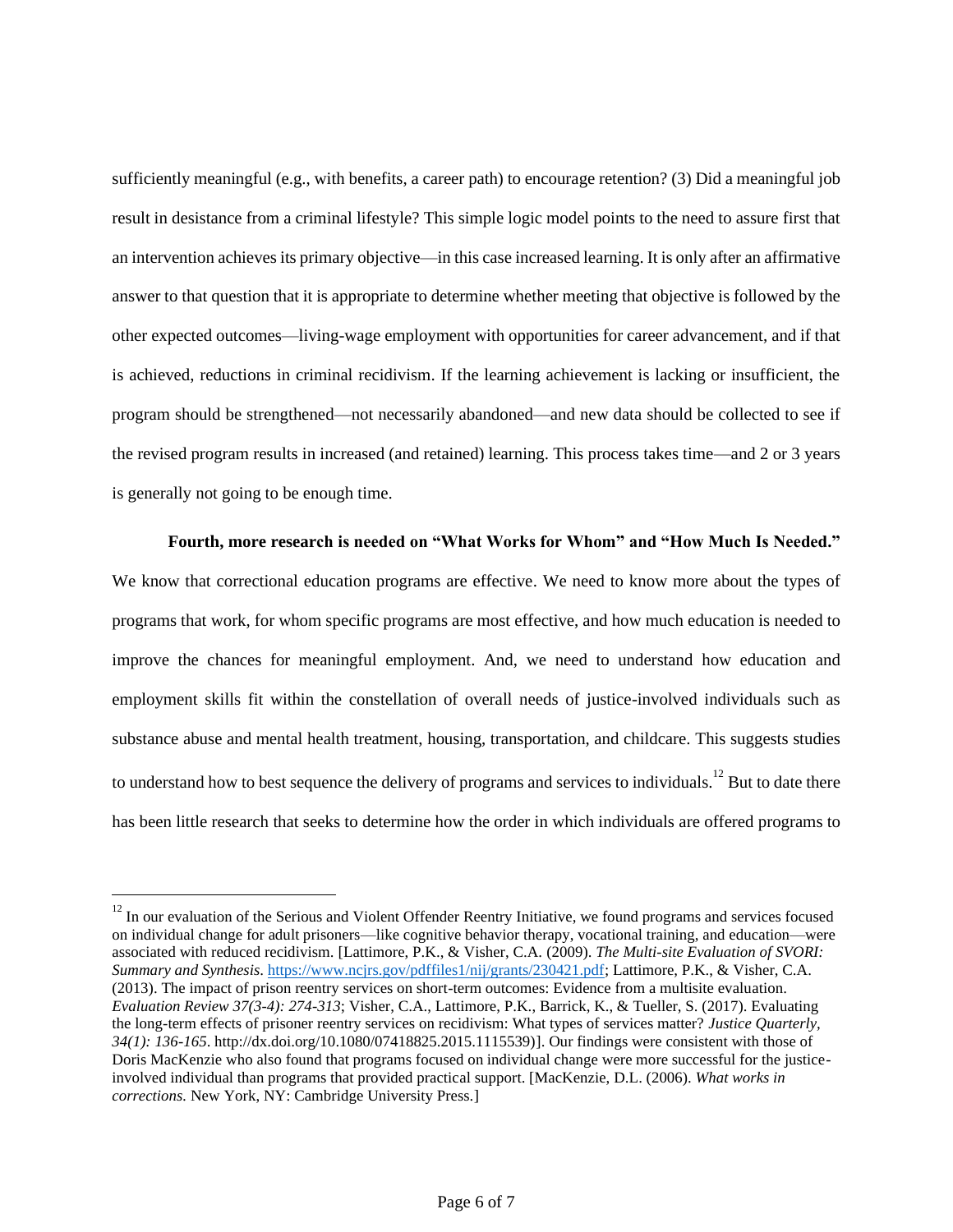sufficiently meaningful (e.g., with benefits, a career path) to encourage retention? (3) Did a meaningful job result in desistance from a criminal lifestyle? This simple logic model points to the need to assure first that an intervention achieves its primary objective—in this case increased learning. It is only after an affirmative answer to that question that it is appropriate to determine whether meeting that objective is followed by the other expected outcomes—living-wage employment with opportunities for career advancement, and if that is achieved, reductions in criminal recidivism. If the learning achievement is lacking or insufficient, the program should be strengthened—not necessarily abandoned—and new data should be collected to see if the revised program results in increased (and retained) learning. This process takes time—and 2 or 3 years is generally not going to be enough time.

**Fourth, more research is needed on "What Works for Whom" and "How Much Is Needed."** We know that correctional education programs are effective. We need to know more about the types of programs that work, for whom specific programs are most effective, and how much education is needed to improve the chances for meaningful employment. And, we need to understand how education and employment skills fit within the constellation of overall needs of justice-involved individuals such as substance abuse and mental health treatment, housing, transportation, and childcare. This suggests studies to understand how to best sequence the delivery of programs and services to individuals.[12] But to date there has been little research that seeks to determine how the order in which individuals are offered programs to

---

[12] In our evaluation of the Serious and Violent Offender Reentry Initiative, we found programs and services focused on individual change for adult prisoners—like cognitive behavior therapy, vocational training, and education—were associated with reduced recidivism. [Lattimore, P.K., & Visher, C.A. (2009). *The Multi-site Evaluation of SVORI: Summary and Synthesis*. https://www.ncjrs.gov/pdffiles1/nij/grants/230421.pdf; Lattimore, P.K., & Visher, C.A. (2013). The impact of prison reentry services on short-term outcomes: Evidence from a multisite evaluation. *Evaluation Review 37(3-4): 274-313*; Visher, C.A., Lattimore, P.K., Barrick, K., & Tueller, S. (2017). Evaluating the long-term effects of prisoner reentry services on recidivism: What types of services matter? *Justice Quarterly, 34(1): 136-165*. http://dx.doi.org/10.1080/07418825.2015.1115539)]. Our findings were consistent with those of Doris MacKenzie who also found that programs focused on individual change were more successful for the justice-involved individual than programs that provided practical support. [MacKenzie, D.L. (2006). *What works in corrections.* New York, NY: Cambridge University Press.]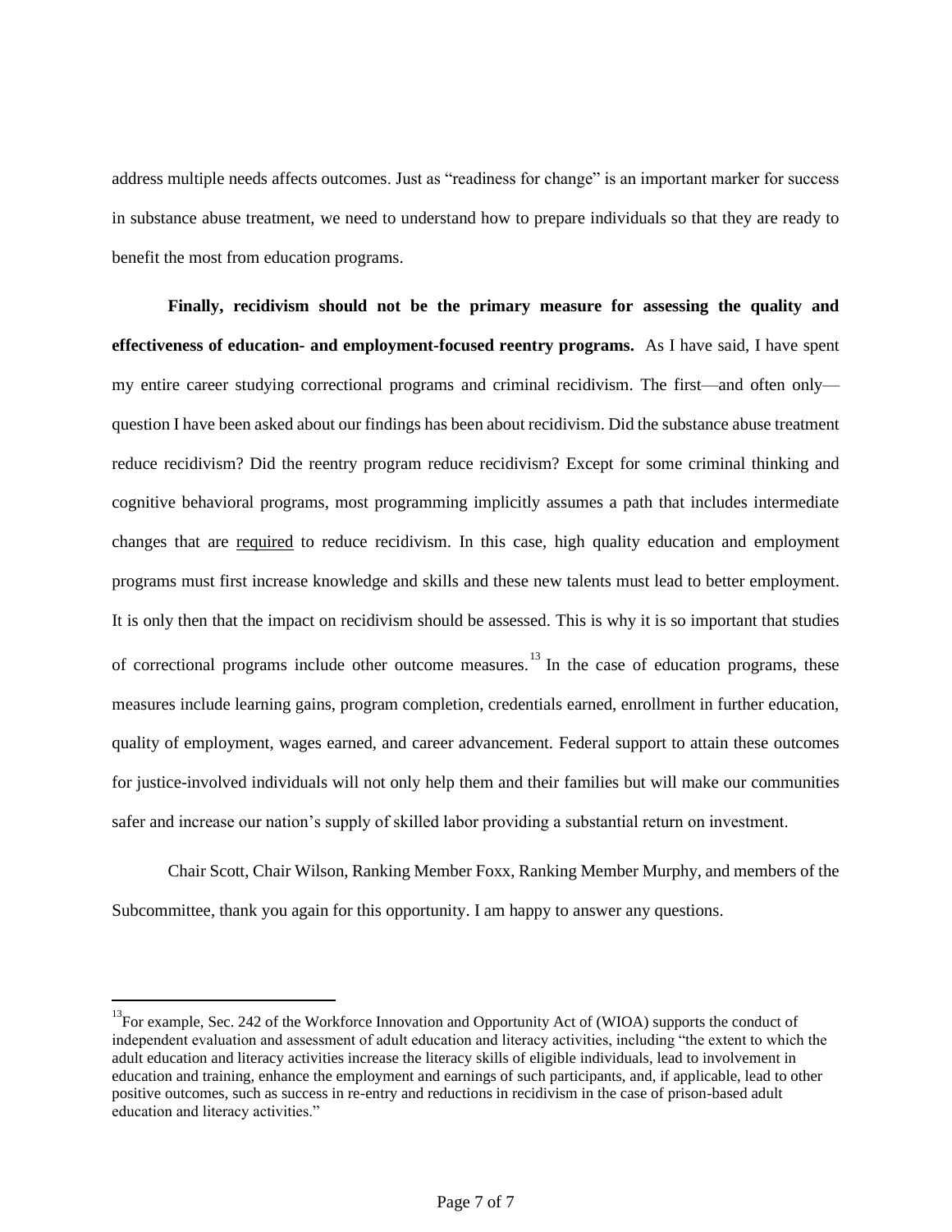address multiple needs affects outcomes. Just as "readiness for change" is an important marker for success in substance abuse treatment, we need to understand how to prepare individuals so that they are ready to benefit the most from education programs.

**Finally, recidivism should not be the primary measure for assessing the quality and effectiveness of education- and employment-focused reentry programs.** As I have said, I have spent my entire career studying correctional programs and criminal recidivism. The first—and often only—question I have been asked about our findings has been about recidivism. Did the substance abuse treatment reduce recidivism? Did the reentry program reduce recidivism? Except for some criminal thinking and cognitive behavioral programs, most programming implicitly assumes a path that includes intermediate changes that are <u>required</u> to reduce recidivism. In this case, high quality education and employment programs must first increase knowledge and skills and these new talents must lead to better employment. It is only then that the impact on recidivism should be assessed. This is why it is so important that studies of correctional programs include other outcome measures.[13] In the case of education programs, these measures include learning gains, program completion, credentials earned, enrollment in further education, quality of employment, wages earned, and career advancement. Federal support to attain these outcomes for justice-involved individuals will not only help them and their families but will make our communities safer and increase our nation's supply of skilled labor providing a substantial return on investment.

Chair Scott, Chair Wilson, Ranking Member Foxx, Ranking Member Murphy, and members of the Subcommittee, thank you again for this opportunity. I am happy to answer any questions.

---

[13] For example, Sec. 242 of the Workforce Innovation and Opportunity Act of (WIOA) supports the conduct of independent evaluation and assessment of adult education and literacy activities, including "the extent to which the adult education and literacy activities increase the literacy skills of eligible individuals, lead to involvement in education and training, enhance the employment and earnings of such participants, and, if applicable, lead to other positive outcomes, such as success in re-entry and reductions in recidivism in the case of prison-based adult education and literacy activities."